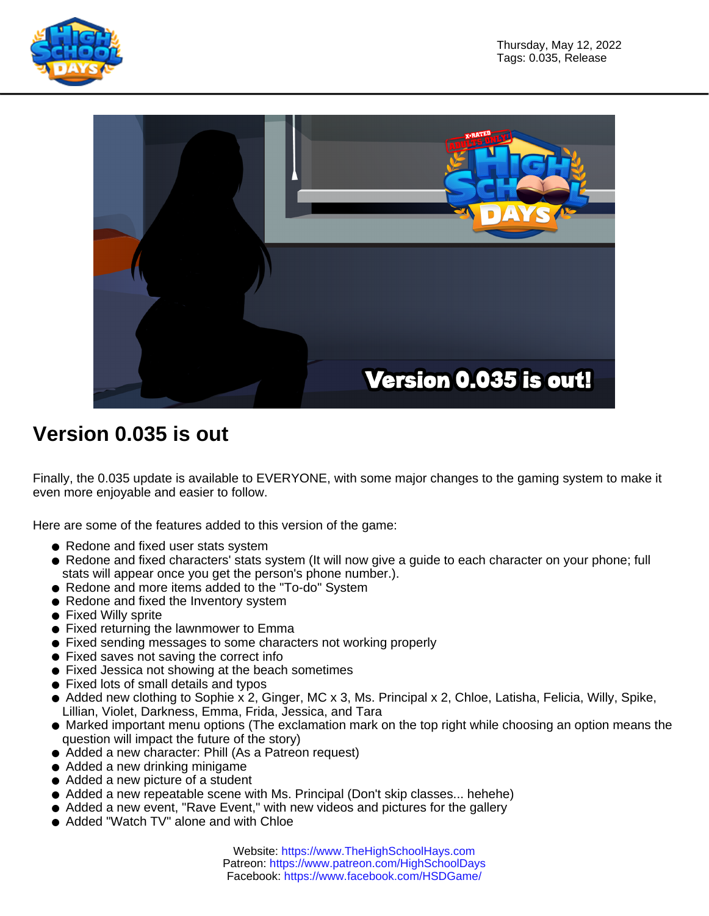Thursday, May 12, 2022
Tags: 0.035, Release

# Version 0.035 is out

Finally, the 0.035 update is available to EVERYONE, with some major changes to the gaming system to make it even more enjoyable and easier to follow.

Here are some of the features added to this version of the game:

- Redone and fixed user stats system
- Redone and fixed characters' stats system (It will now give a guide to each character on your phone; full stats will appear once you get the person's phone number.).
- Redone and more items added to the "To-do" System
- Redone and fixed the Inventory system
- Fixed Willy sprite
- Fixed returning the lawnmower to Emma
- Fixed sending messages to some characters not working properly
- Fixed saves not saving the correct info
- Fixed Jessica not showing at the beach sometimes
- Fixed lots of small details and typos
- Added new clothing to Sophie x 2, Ginger, MC x 3, Ms. Principal x 2, Chloe, Latisha, Felicia, Willy, Spike, Lillian, Violet, Darkness, Emma, Frida, Jessica, and Tara
- Marked important menu options (The exclamation mark on the top right while choosing an option means the question will impact the future of the story)
- Added a new character: Phill (As a Patreon request)
- Added a new drinking minigame
- Added a new picture of a student
- Added a new repeatable scene with Ms. Principal (Don't skip classes... hehehe)
- Added a new event, "Rave Event," with new videos and pictures for the gallery
- Added "Watch TV" alone and with Chloe

Website: https://www.TheHighSchoolHays.com
Patreon: https://www.patreon.com/HighSchoolDays
Facebook: https://www.facebook.com/HSDGame/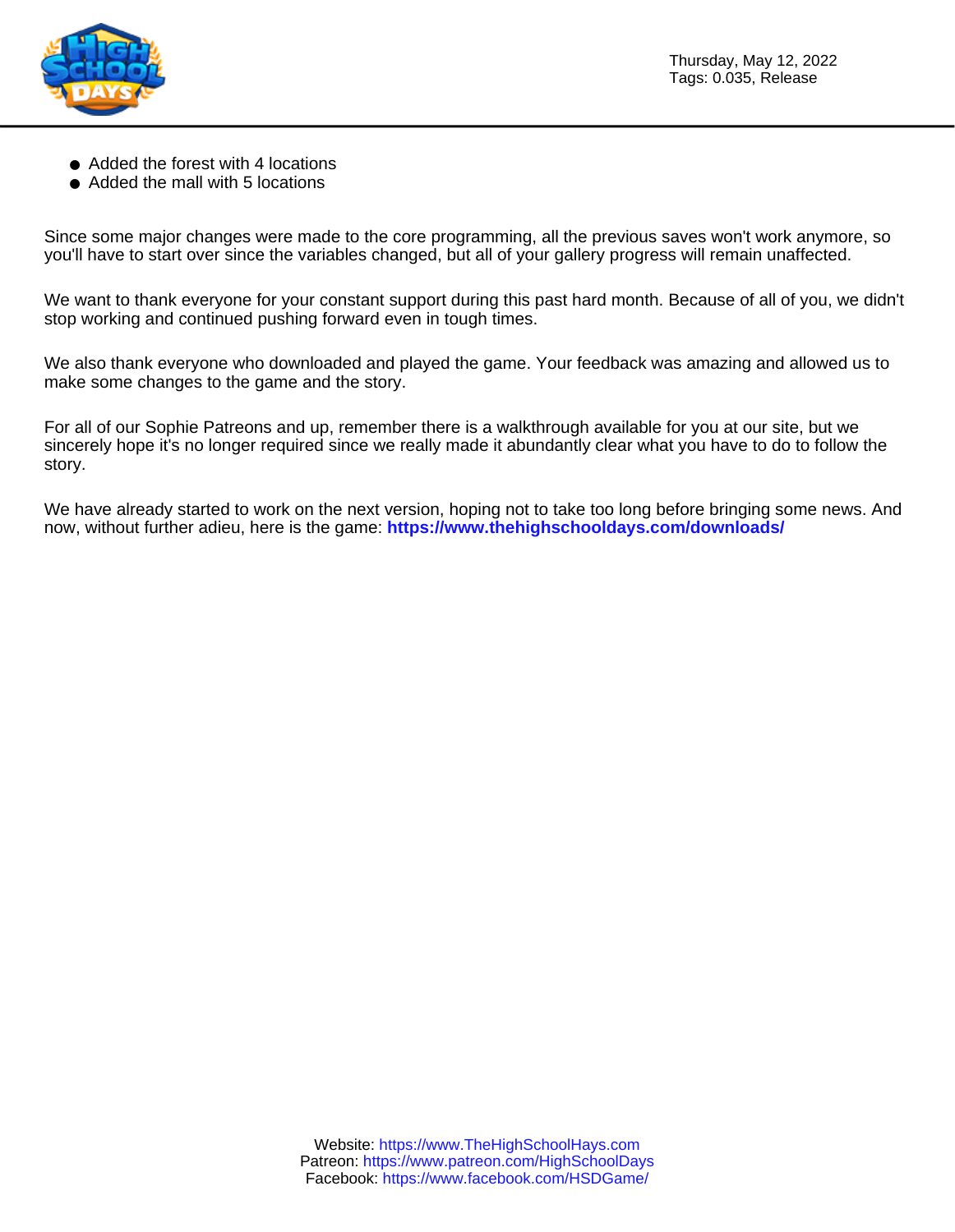- Added the forest with 4 locations
- Added the mall with 5 locations

Since some major changes were made to the core programming, all the previous saves won't work anymore, so you'll have to start over since the variables changed, but all of your gallery progress will remain unaffected.

We want to thank everyone for your constant support during this past hard month. Because of all of you, we didn't stop working and continued pushing forward even in tough times.

We also thank everyone who downloaded and played the game. Your feedback was amazing and allowed us to make some changes to the game and the story.

For all of our Sophie Patreons and up, remember there is a walkthrough available for you at our site, but we sincerely hope it's no longer required since we really made it abundantly clear what you have to do to follow the story.

We have already started to work on the next version, hoping not to take too long before bringing some news. And now, without further adieu, here is the game: **https://www.thehighschooldays.com/downloads/**